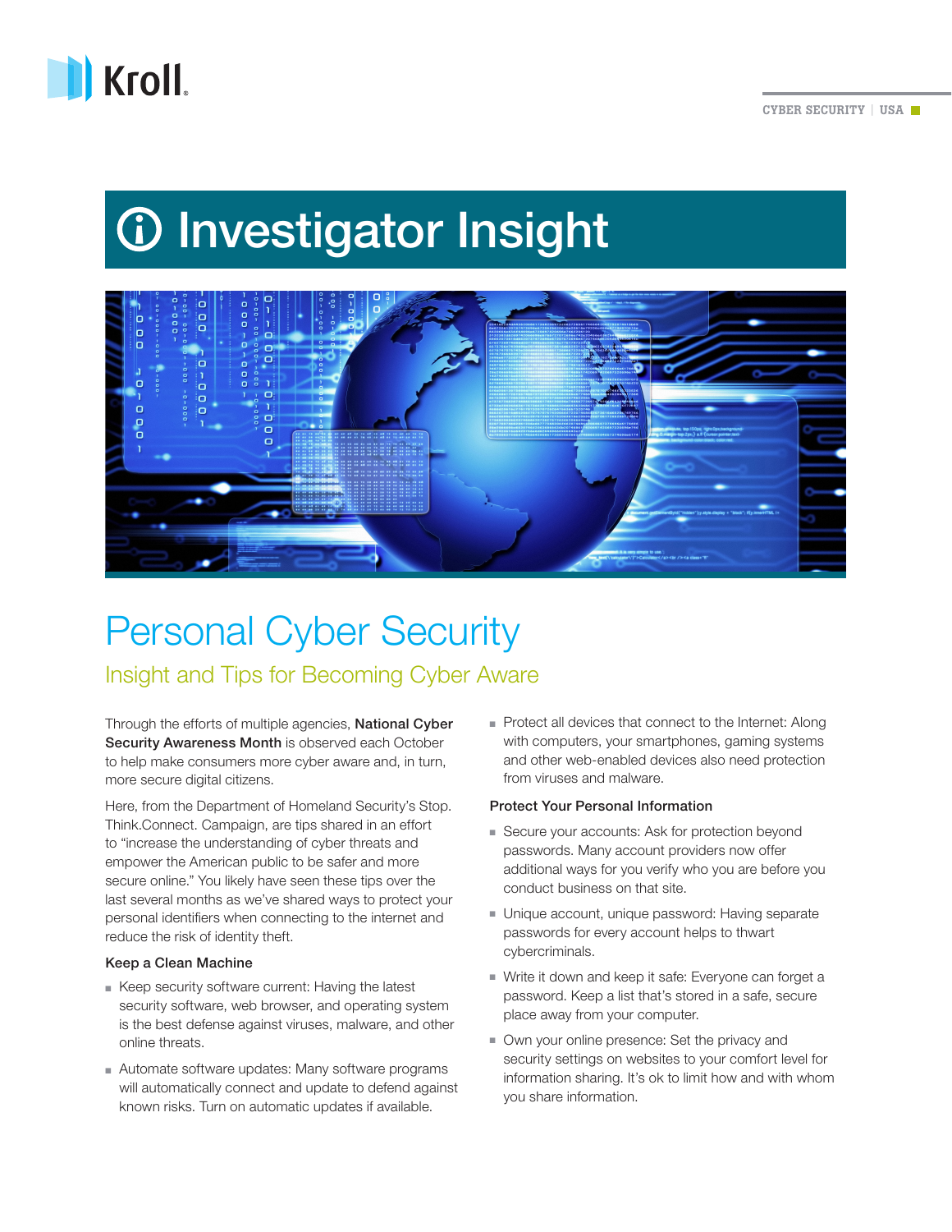Kroll

CYBER SECURITY | USA

# Investigator Insight

# Personal Cyber Security

## Insight and Tips for Becoming Cyber Aware

Through the efforts of multiple agencies, **National Cyber Security Awareness Month** is observed each October to help make consumers more cyber aware and, in turn, more secure digital citizens.

Here, from the Department of Homeland Security's Stop. Think.Connect. Campaign, are tips shared in an effort to "increase the understanding of cyber threats and empower the American public to be safer and more secure online." You likely have seen these tips over the last several months as we've shared ways to protect your personal identifiers when connecting to the internet and reduce the risk of identity theft.

### Keep a Clean Machine

- Keep security software current: Having the latest security software, web browser, and operating system is the best defense against viruses, malware, and other online threats.
- Automate software updates: Many software programs will automatically connect and update to defend against known risks. Turn on automatic updates if available.
- Protect all devices that connect to the Internet: Along with computers, your smartphones, gaming systems and other web-enabled devices also need protection from viruses and malware.

### Protect Your Personal Information

- Secure your accounts: Ask for protection beyond passwords. Many account providers now offer additional ways for you verify who you are before you conduct business on that site.
- Unique account, unique password: Having separate passwords for every account helps to thwart cybercriminals.
- Write it down and keep it safe: Everyone can forget a password. Keep a list that's stored in a safe, secure place away from your computer.
- Own your online presence: Set the privacy and security settings on websites to your comfort level for information sharing. It's ok to limit how and with whom you share information.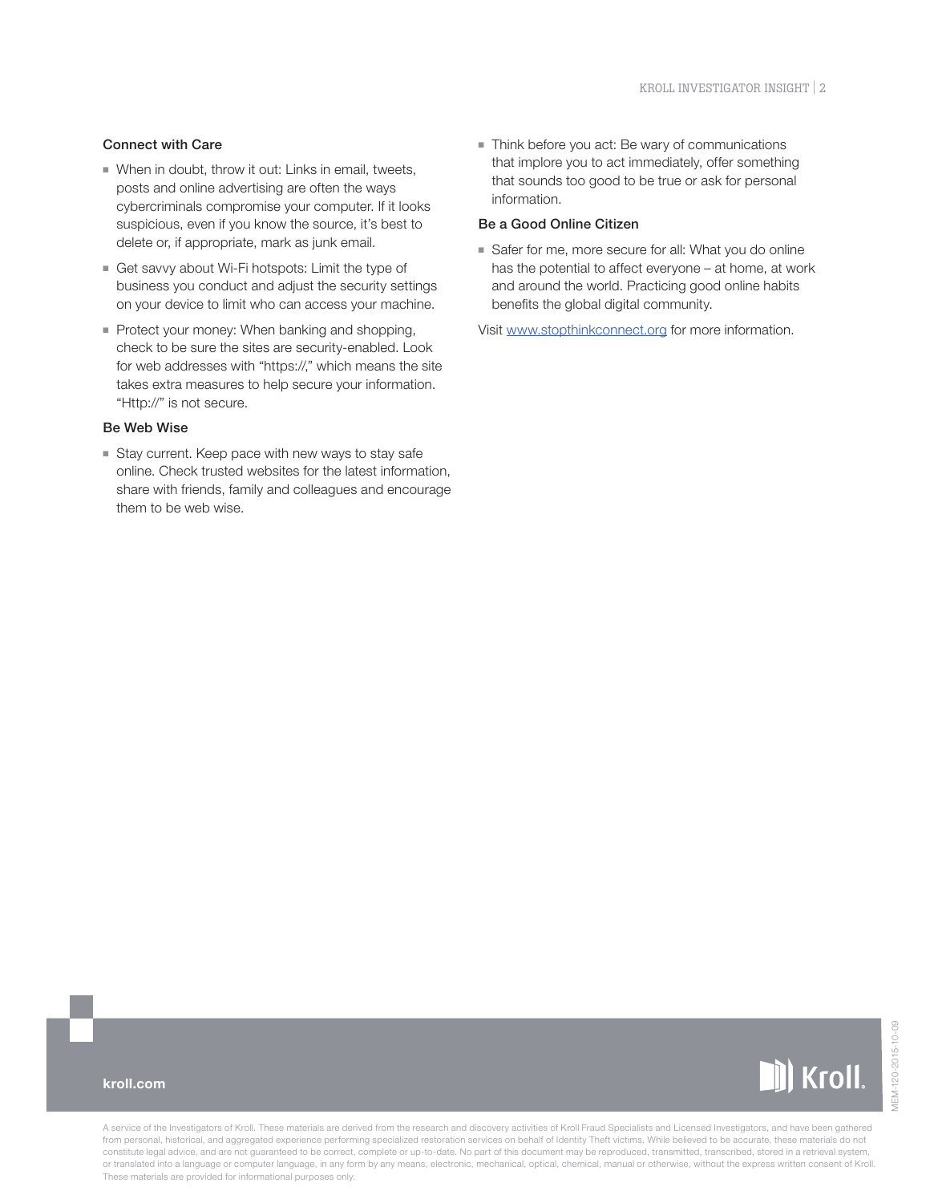### Connect with Care

- When in doubt, throw it out: Links in email, tweets, posts and online advertising are often the ways cybercriminals compromise your computer. If it looks suspicious, even if you know the source, it's best to delete or, if appropriate, mark as junk email.
- Get savvy about Wi-Fi hotspots: Limit the type of business you conduct and adjust the security settings on your device to limit who can access your machine.
- Protect your money: When banking and shopping, check to be sure the sites are security-enabled. Look for web addresses with "https://," which means the site takes extra measures to help secure your information. "Http://" is not secure.

### Be Web Wise

- Stay current. Keep pace with new ways to stay safe online. Check trusted websites for the latest information, share with friends, family and colleagues and encourage them to be web wise.
- Think before you act: Be wary of communications that implore you to act immediately, offer something that sounds too good to be true or ask for personal information.

### Be a Good Online Citizen

- Safer for me, more secure for all: What you do online has the potential to affect everyone – at home, at work and around the world. Practicing good online habits benefits the global digital community.

Visit [www.stopthinkconnect.org](http://www.stopthinkconnect.org) for more information.

**kroll.com**

Kroll.

MEM-120-2015-10-09

A service of the Investigators of Kroll. These materials are derived from the research and discovery activities of Kroll Fraud Specialists and Licensed Investigators, and have been gathered from personal, historical, and aggregated experience performing specialized restoration services on behalf of Identity Theft victims. While believed to be accurate, these materials do not constitute legal advice, and are not guaranteed to be correct, complete or up-to-date. No part of this document may be reproduced, transmitted, transcribed, stored in a retrieval system, or translated into a language or computer language, in any form by any means, electronic, mechanical, optical, chemical, manual or otherwise, without the express written consent of Kroll. These materials are provided for informational purposes only.